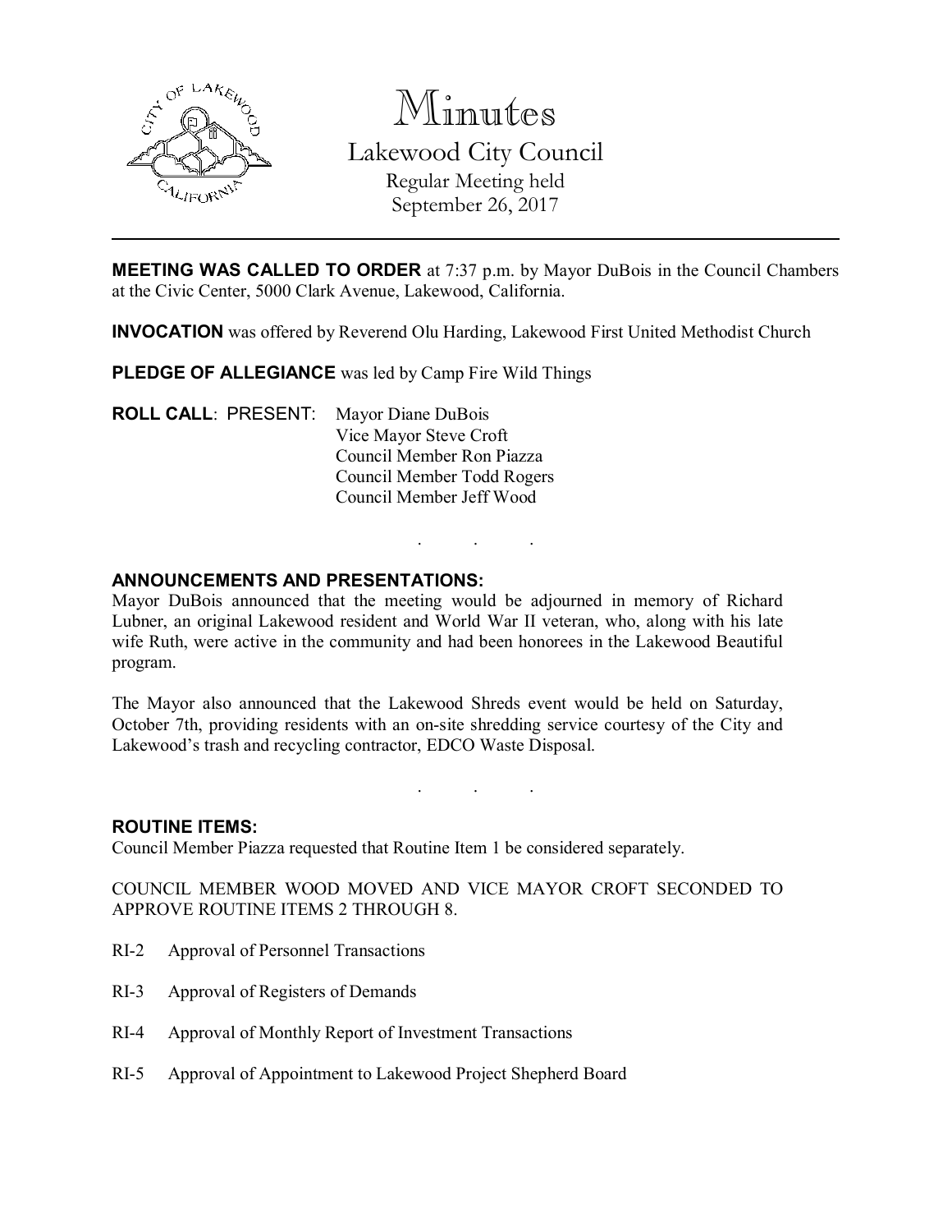# Minutes

## Lakewood City Council

Regular Meeting held
September 26, 2017

---

**MEETING WAS CALLED TO ORDER** at 7:37 p.m. by Mayor DuBois in the Council Chambers at the Civic Center, 5000 Clark Avenue, Lakewood, California.

**INVOCATION** was offered by Reverend Olu Harding, Lakewood First United Methodist Church

**PLEDGE OF ALLEGIANCE** was led by Camp Fire Wild Things

**ROLL CALL**: PRESENT: Mayor Diane DuBois
Vice Mayor Steve Croft
Council Member Ron Piazza
Council Member Todd Rogers
Council Member Jeff Wood

. . .

**ANNOUNCEMENTS AND PRESENTATIONS:**
Mayor DuBois announced that the meeting would be adjourned in memory of Richard Lubner, an original Lakewood resident and World War II veteran, who, along with his late wife Ruth, were active in the community and had been honorees in the Lakewood Beautiful program.

The Mayor also announced that the Lakewood Shreds event would be held on Saturday, October 7th, providing residents with an on-site shredding service courtesy of the City and Lakewood's trash and recycling contractor, EDCO Waste Disposal.

. . .

**ROUTINE ITEMS:**
Council Member Piazza requested that Routine Item 1 be considered separately.

COUNCIL MEMBER WOOD MOVED AND VICE MAYOR CROFT SECONDED TO APPROVE ROUTINE ITEMS 2 THROUGH 8.

RI-2 Approval of Personnel Transactions

RI-3 Approval of Registers of Demands

RI-4 Approval of Monthly Report of Investment Transactions

RI-5 Approval of Appointment to Lakewood Project Shepherd Board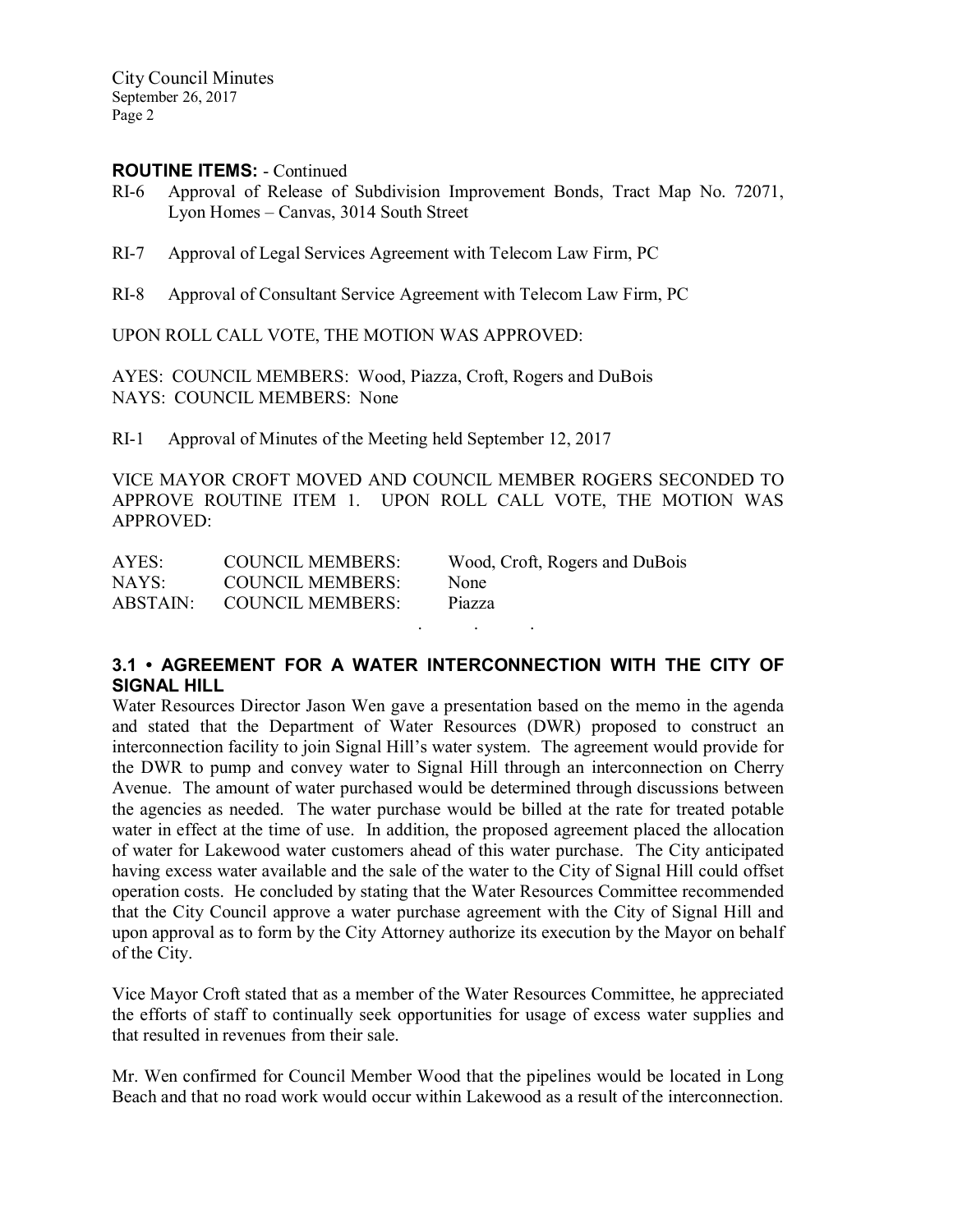**ROUTINE ITEMS:** - Continued

RI-6 Approval of Release of Subdivision Improvement Bonds, Tract Map No. 72071, Lyon Homes – Canvas, 3014 South Street

RI-7 Approval of Legal Services Agreement with Telecom Law Firm, PC

RI-8 Approval of Consultant Service Agreement with Telecom Law Firm, PC

UPON ROLL CALL VOTE, THE MOTION WAS APPROVED:

AYES: COUNCIL MEMBERS: Wood, Piazza, Croft, Rogers and DuBois
NAYS: COUNCIL MEMBERS: None

RI-1 Approval of Minutes of the Meeting held September 12, 2017

VICE MAYOR CROFT MOVED AND COUNCIL MEMBER ROGERS SECONDED TO APPROVE ROUTINE ITEM 1. UPON ROLL CALL VOTE, THE MOTION WAS APPROVED:

| AYES: | COUNCIL MEMBERS: | Wood, Croft, Rogers and DuBois |
|---|---|---|
| NAYS: | COUNCIL MEMBERS: | None |
| ABSTAIN: | COUNCIL MEMBERS: | Piazza |

. . .

## 3.1 • AGREEMENT FOR A WATER INTERCONNECTION WITH THE CITY OF SIGNAL HILL

Water Resources Director Jason Wen gave a presentation based on the memo in the agenda and stated that the Department of Water Resources (DWR) proposed to construct an interconnection facility to join Signal Hill's water system. The agreement would provide for the DWR to pump and convey water to Signal Hill through an interconnection on Cherry Avenue. The amount of water purchased would be determined through discussions between the agencies as needed. The water purchase would be billed at the rate for treated potable water in effect at the time of use. In addition, the proposed agreement placed the allocation of water for Lakewood water customers ahead of this water purchase. The City anticipated having excess water available and the sale of the water to the City of Signal Hill could offset operation costs. He concluded by stating that the Water Resources Committee recommended that the City Council approve a water purchase agreement with the City of Signal Hill and upon approval as to form by the City Attorney authorize its execution by the Mayor on behalf of the City.

Vice Mayor Croft stated that as a member of the Water Resources Committee, he appreciated the efforts of staff to continually seek opportunities for usage of excess water supplies and that resulted in revenues from their sale.

Mr. Wen confirmed for Council Member Wood that the pipelines would be located in Long Beach and that no road work would occur within Lakewood as a result of the interconnection.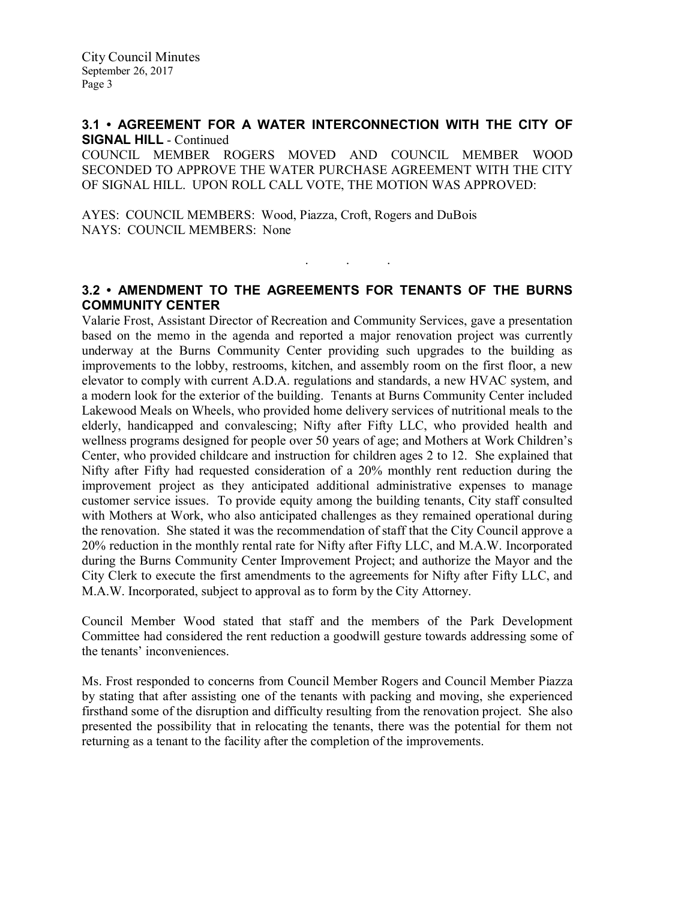### 3.1 • AGREEMENT FOR A WATER INTERCONNECTION WITH THE CITY OF SIGNAL HILL - Continued

COUNCIL MEMBER ROGERS MOVED AND COUNCIL MEMBER WOOD SECONDED TO APPROVE THE WATER PURCHASE AGREEMENT WITH THE CITY OF SIGNAL HILL. UPON ROLL CALL VOTE, THE MOTION WAS APPROVED:

AYES: COUNCIL MEMBERS: Wood, Piazza, Croft, Rogers and DuBois
NAYS: COUNCIL MEMBERS: None

. . .

### 3.2 • AMENDMENT TO THE AGREEMENTS FOR TENANTS OF THE BURNS COMMUNITY CENTER

Valarie Frost, Assistant Director of Recreation and Community Services, gave a presentation based on the memo in the agenda and reported a major renovation project was currently underway at the Burns Community Center providing such upgrades to the building as improvements to the lobby, restrooms, kitchen, and assembly room on the first floor, a new elevator to comply with current A.D.A. regulations and standards, a new HVAC system, and a modern look for the exterior of the building. Tenants at Burns Community Center included Lakewood Meals on Wheels, who provided home delivery services of nutritional meals to the elderly, handicapped and convalescing; Nifty after Fifty LLC, who provided health and wellness programs designed for people over 50 years of age; and Mothers at Work Children's Center, who provided childcare and instruction for children ages 2 to 12. She explained that Nifty after Fifty had requested consideration of a 20% monthly rent reduction during the improvement project as they anticipated additional administrative expenses to manage customer service issues. To provide equity among the building tenants, City staff consulted with Mothers at Work, who also anticipated challenges as they remained operational during the renovation. She stated it was the recommendation of staff that the City Council approve a 20% reduction in the monthly rental rate for Nifty after Fifty LLC, and M.A.W. Incorporated during the Burns Community Center Improvement Project; and authorize the Mayor and the City Clerk to execute the first amendments to the agreements for Nifty after Fifty LLC, and M.A.W. Incorporated, subject to approval as to form by the City Attorney.

Council Member Wood stated that staff and the members of the Park Development Committee had considered the rent reduction a goodwill gesture towards addressing some of the tenants' inconveniences.

Ms. Frost responded to concerns from Council Member Rogers and Council Member Piazza by stating that after assisting one of the tenants with packing and moving, she experienced firsthand some of the disruption and difficulty resulting from the renovation project. She also presented the possibility that in relocating the tenants, there was the potential for them not returning as a tenant to the facility after the completion of the improvements.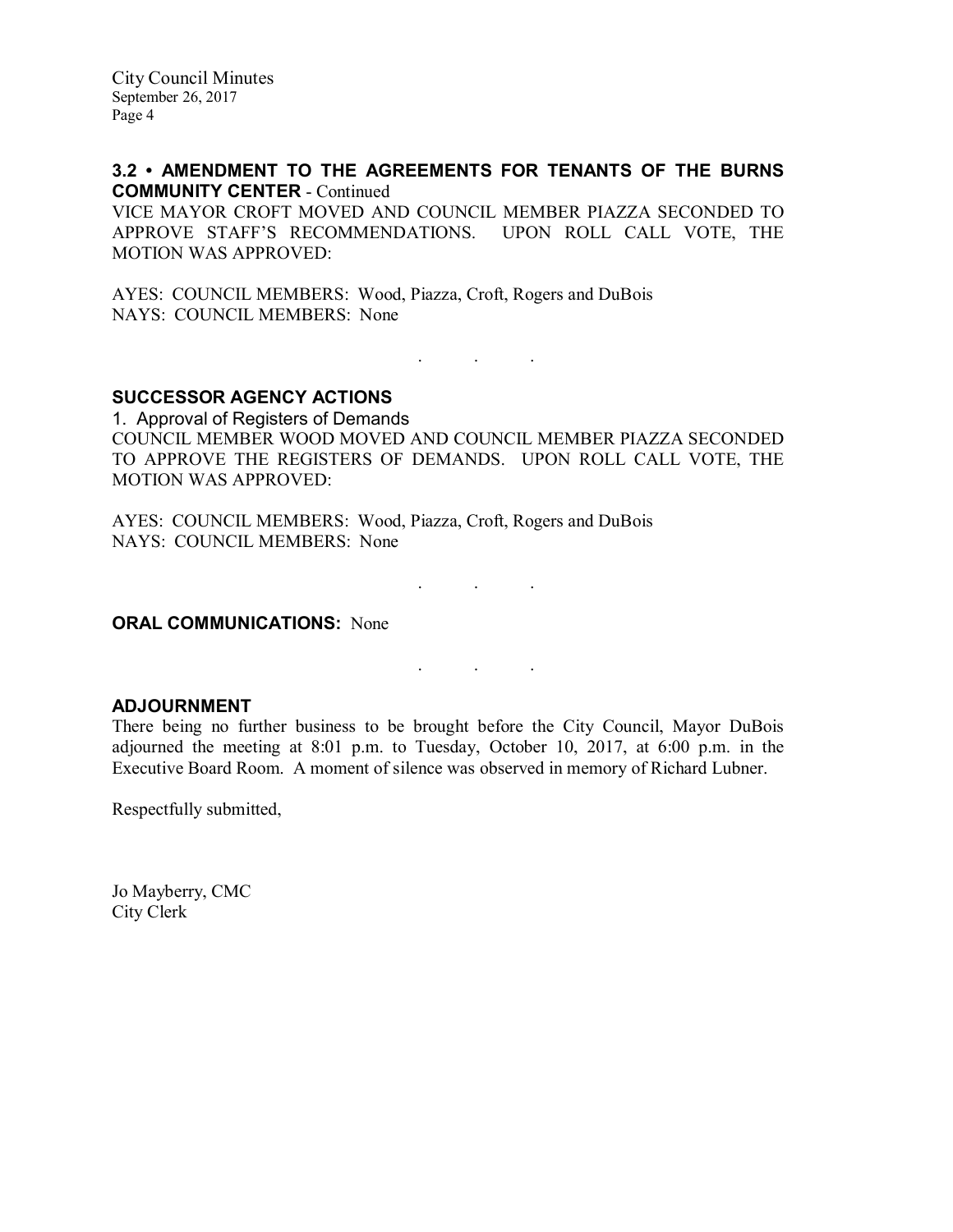### 3.2 • AMENDMENT TO THE AGREEMENTS FOR TENANTS OF THE BURNS COMMUNITY CENTER - Continued

VICE MAYOR CROFT MOVED AND COUNCIL MEMBER PIAZZA SECONDED TO APPROVE STAFF'S RECOMMENDATIONS. UPON ROLL CALL VOTE, THE MOTION WAS APPROVED:

AYES: COUNCIL MEMBERS: Wood, Piazza, Croft, Rogers and DuBois
NAYS: COUNCIL MEMBERS: None

. . .

### SUCCESSOR AGENCY ACTIONS

1. Approval of Registers of Demands

COUNCIL MEMBER WOOD MOVED AND COUNCIL MEMBER PIAZZA SECONDED TO APPROVE THE REGISTERS OF DEMANDS. UPON ROLL CALL VOTE, THE MOTION WAS APPROVED:

AYES: COUNCIL MEMBERS: Wood, Piazza, Croft, Rogers and DuBois
NAYS: COUNCIL MEMBERS: None

. . .

**ORAL COMMUNICATIONS:** None

. . .

### ADJOURNMENT

There being no further business to be brought before the City Council, Mayor DuBois adjourned the meeting at 8:01 p.m. to Tuesday, October 10, 2017, at 6:00 p.m. in the Executive Board Room. A moment of silence was observed in memory of Richard Lubner.

Respectfully submitted,

Jo Mayberry, CMC
City Clerk